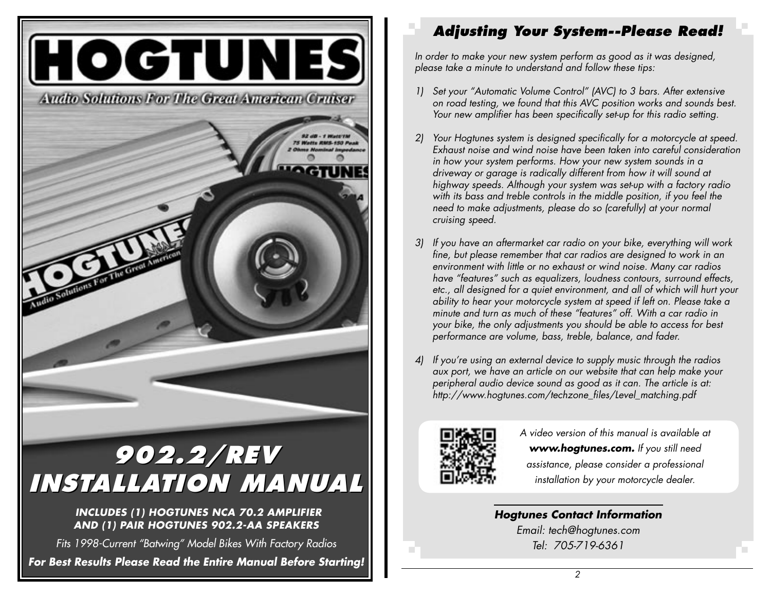# HOGTUNES

Audio Solutions For The Great American Cruiser

# 902.2/REV INSTALLATION MANUAL

**INCLUDES (1) HOGTUNES NCA 70.2 AMPLIFIER AND (1) PAIR HOGTUNES 902.2-AA SPEAKERS**

*Fits 1998-Current "Batwing" Model Bikes With Factory Radios*

***For Best Results Please Read the Entire Manual Before Starting!***

## *Adjusting Your System--Please Read!*

*In order to make your new system perform as good as it was designed, please take a minute to understand and follow these tips:*

1) *Set your "Automatic Volume Control" (AVC) to 3 bars. After extensive on road testing, we found that this AVC position works and sounds best. Your new amplifier has been specifically set-up for this radio setting.*

2) *Your Hogtunes system is designed specifically for a motorcycle at speed. Exhaust noise and wind noise have been taken into careful consideration in how your system performs. How your new system sounds in a driveway or garage is radically different from how it will sound at highway speeds. Although your system was set-up with a factory radio with its bass and treble controls in the middle position, if you feel the need to make adjustments, please do so (carefully) at your normal cruising speed.*

3) *If you have an aftermarket car radio on your bike, everything will work fine, but please remember that car radios are designed to work in an environment with little or no exhaust or wind noise. Many car radios have "features" such as equalizers, loudness contours, surround effects, etc., all designed for a quiet environment, and all of which will hurt your ability to hear your motorcycle system at speed if left on. Please take a minute and turn as much of these "features" off. With a car radio in your bike, the only adjustments you should be able to access for best performance are volume, bass, treble, balance, and fader.*

4) *If you're using an external device to supply music through the radios aux port, we have an article on our website that can help make your peripheral audio device sound as good as it can. The article is at: http://www.hogtunes.com/techzone_files/Level_matching.pdf*

*A video version of this manual is available at* ***www.hogtunes.com.*** *If you still need assistance, please consider a professional installation by your motorcycle dealer.*

***Hogtunes Contact Information***

*Email: tech@hogtunes.com*

*Tel: 705-719-6361*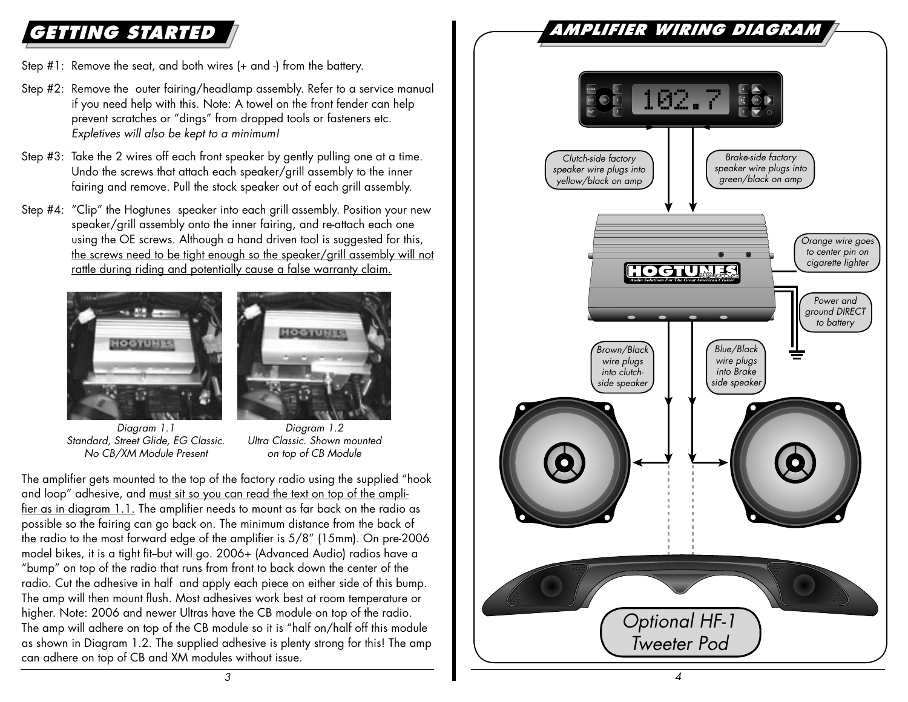## GETTING STARTED

Step #1: Remove the seat, and both wires (+ and -) from the battery.

Step #2: Remove the outer fairing/headlamp assembly. Refer to a service manual if you need help with this. Note: A towel on the front fender can help prevent scratches or "dings" from dropped tools or fasteners etc. *Expletives will also be kept to a minimum!*

Step #3: Take the 2 wires off each front speaker by gently pulling one at a time. Undo the screws that attach each speaker/grill assembly to the inner fairing and remove. Pull the stock speaker out of each grill assembly.

Step #4: "Clip" the Hogtunes speaker into each grill assembly. Position your new speaker/grill assembly onto the inner fairing, and re-attach each one using the OE screws. Although a hand driven tool is suggested for this, the screws need to be tight enough so the speaker/grill assembly will not rattle during riding and potentially cause a false warranty claim.

*Diagram 1.1*
*Standard, Street Glide, EG Classic. No CB/XM Module Present*

*Diagram 1.2*
*Ultra Classic. Shown mounted on top of CB Module*

The amplifier gets mounted to the top of the factory radio using the supplied "hook and loop" adhesive, and must sit so you can read the text on top of the amplifier as in diagram 1.1. The amplifier needs to mount as far back on the radio as possible so the fairing can go back on. The minimum distance from the back of the radio to the most forward edge of the amplifier is 5/8" (15mm). On pre-2006 model bikes, it is a tight fit–but will go. 2006+ (Advanced Audio) radios have a "bump" on top of the radio that runs from front to back down the center of the radio. Cut the adhesive in half and apply each piece on either side of this bump. The amp will then mount flush. Most adhesives work best at room temperature or higher. Note: 2006 and newer Ultras have the CB module on top of the radio. The amp will adhere on top of the CB module so it is "half on/half off this module as shown in Diagram 1.2. The supplied adhesive is plenty strong for this! The amp can adhere on top of CB and XM modules without issue.

## AMPLIFIER WIRING DIAGRAM

*Clutch-side factory speaker wire plugs into yellow/black on amp*

*Brake-side factory speaker wire plugs into green/black on amp*

*Orange wire goes to center pin on cigarette lighter*

*Power and ground DIRECT to battery*

*Brown/Black wire plugs into clutch-side speaker*

*Blue/Black wire plugs into Brake side speaker*

*Optional HF-1 Tweeter Pod*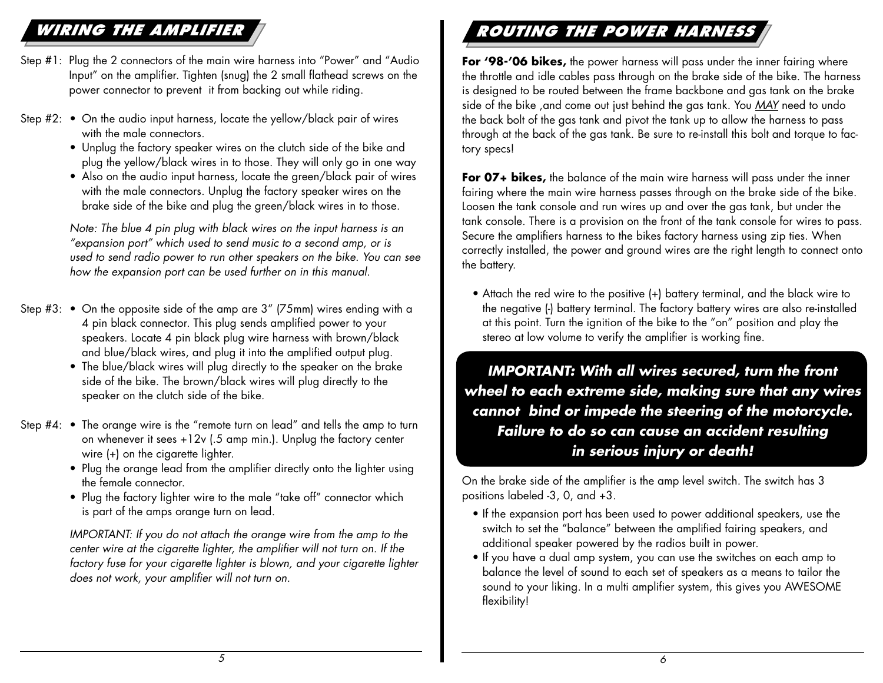## WIRING THE AMPLIFIER

Step #1: Plug the 2 connectors of the main wire harness into "Power" and "Audio Input" on the amplifier. Tighten (snug) the 2 small flathead screws on the power connector to prevent it from backing out while riding.

Step #2:
- On the audio input harness, locate the yellow/black pair of wires with the male connectors.
- Unplug the factory speaker wires on the clutch side of the bike and plug the yellow/black wires in to those. They will only go in one way
- Also on the audio input harness, locate the green/black pair of wires with the male connectors. Unplug the factory speaker wires on the brake side of the bike and plug the green/black wires in to those.

*Note: The blue 4 pin plug with black wires on the input harness is an "expansion port" which used to send music to a second amp, or is used to send radio power to run other speakers on the bike. You can see how the expansion port can be used further on in this manual.*

Step #3:
- On the opposite side of the amp are 3" (75mm) wires ending with a 4 pin black connector. This plug sends amplified power to your speakers. Locate 4 pin black plug wire harness with brown/black and blue/black wires, and plug it into the amplified output plug.
- The blue/black wires will plug directly to the speaker on the brake side of the bike. The brown/black wires will plug directly to the speaker on the clutch side of the bike.

Step #4:
- The orange wire is the "remote turn on lead" and tells the amp to turn on whenever it sees +12v (.5 amp min.). Unplug the factory center wire (+) on the cigarette lighter.
- Plug the orange lead from the amplifier directly onto the lighter using the female connector.
- Plug the factory lighter wire to the male "take off" connector which is part of the amps orange turn on lead.

*IMPORTANT: If you do not attach the orange wire from the amp to the center wire at the cigarette lighter, the amplifier will not turn on. If the factory fuse for your cigarette lighter is blown, and your cigarette lighter does not work, your amplifier will not turn on.*

## ROUTING THE POWER HARNESS

**For '98-'06 bikes,** the power harness will pass under the inner fairing where the throttle and idle cables pass through on the brake side of the bike. The harness is designed to be routed between the frame backbone and gas tank on the brake side of the bike ,and come out just behind the gas tank. You MAY need to undo the back bolt of the gas tank and pivot the tank up to allow the harness to pass through at the back of the gas tank. Be sure to re-install this bolt and torque to factory specs!

**For 07+ bikes,** the balance of the main wire harness will pass under the inner fairing where the main wire harness passes through on the brake side of the bike. Loosen the tank console and run wires up and over the gas tank, but under the tank console. There is a provision on the front of the tank console for wires to pass. Secure the amplifiers harness to the bikes factory harness using zip ties. When correctly installed, the power and ground wires are the right length to connect onto the battery.

- Attach the red wire to the positive (+) battery terminal, and the black wire to the negative (-) battery terminal. The factory battery wires are also re-installed at this point. Turn the ignition of the bike to the "on" position and play the stereo at low volume to verify the amplifier is working fine.

***IMPORTANT: With all wires secured, turn the front wheel to each extreme side, making sure that any wires cannot bind or impede the steering of the motorcycle. Failure to do so can cause an accident resulting in serious injury or death!***

On the brake side of the amplifier is the amp level switch. The switch has 3 positions labeled -3, 0, and +3.

- If the expansion port has been used to power additional speakers, use the switch to set the "balance" between the amplified fairing speakers, and additional speaker powered by the radios built in power.
- If you have a dual amp system, you can use the switches on each amp to balance the level of sound to each set of speakers as a means to tailor the sound to your liking. In a multi amplifier system, this gives you AWESOME flexibility!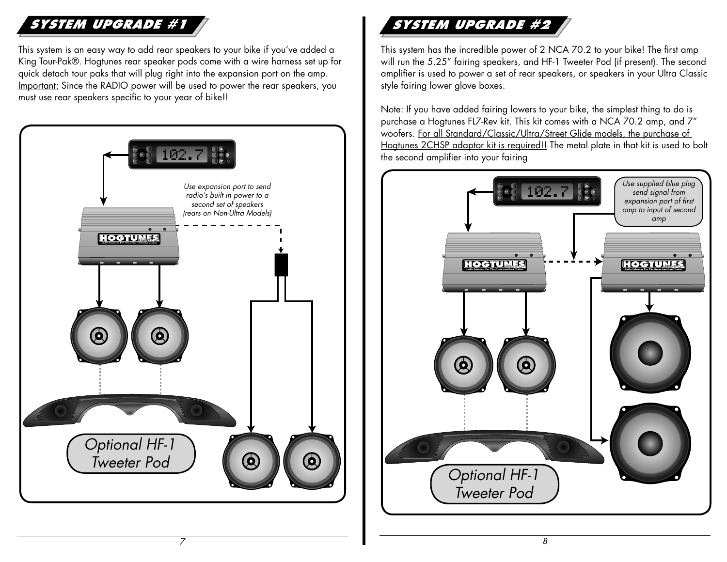## SYSTEM UPGRADE #1

This system is an easy way to add rear speakers to your bike if you've added a King Tour-Pak®. Hogtunes rear speaker pods come with a wire harness set up for quick detach tour paks that will plug right into the expansion port on the amp. Important: Since the RADIO power will be used to power the rear speakers, you must use rear speakers specific to your year of bike!!

*Use expansion port to send radio's built in power to a second set of speakers (rears on Non-Ultra Models)*

Optional HF-1 Tweeter Pod

## SYSTEM UPGRADE #2

This system has the incredible power of 2 NCA 70.2 to your bike! The first amp will run the 5.25" fairing speakers, and HF-1 Tweeter Pod (if present). The second amplifier is used to power a set of rear speakers, or speakers in your Ultra Classic style fairing lower glove boxes.

Note: If you have added fairing lowers to your bike, the simplest thing to do is purchase a Hogtunes FL7-Rev kit. This kit comes with a NCA 70.2 amp, and 7" woofers. For all Standard/Classic/Ultra/Street Glide models, the purchase of Hogtunes 2CHSP adaptor kit is required!! The metal plate in that kit is used to bolt the second amplifier into your fairing

*Use supplied blue plug send signal from expansion port of first amp to input of second amp*

Optional HF-1 Tweeter Pod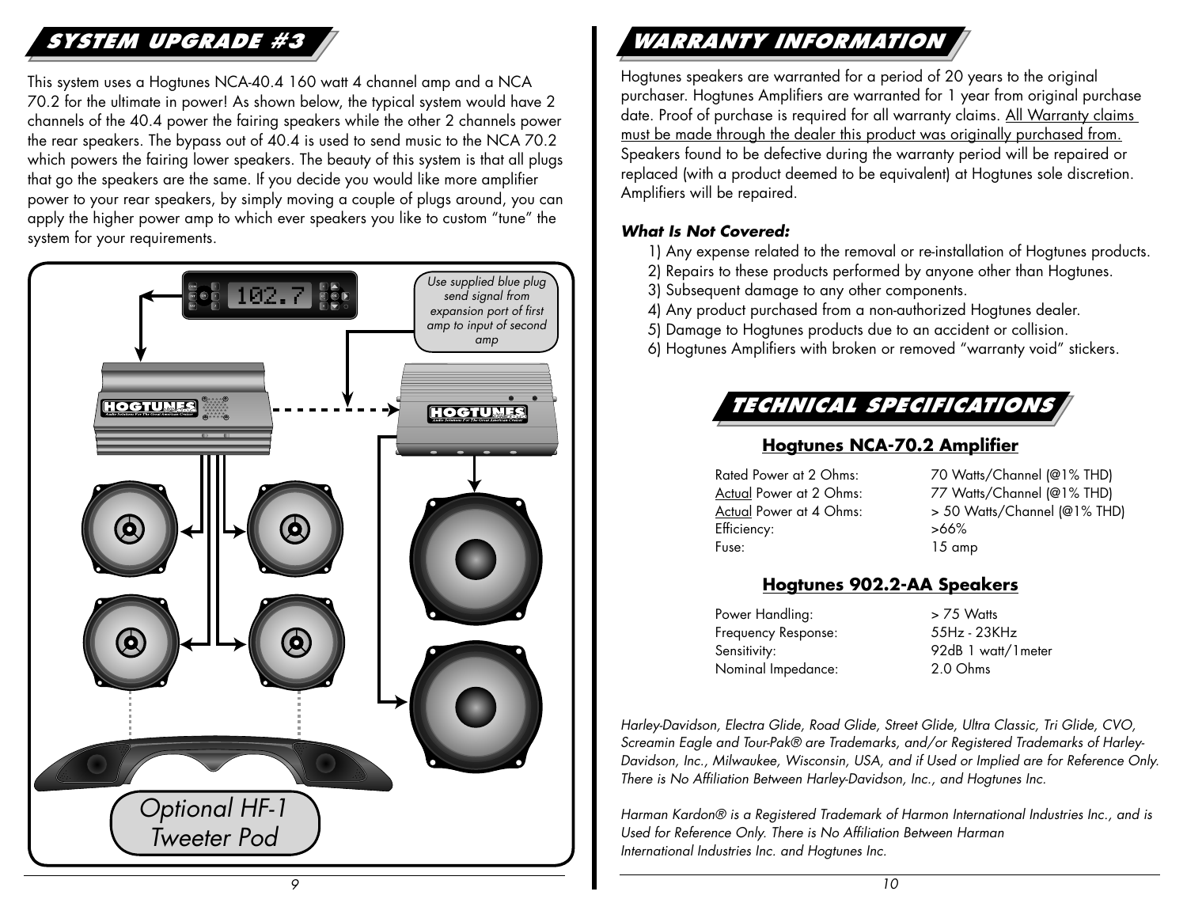## SYSTEM UPGRADE #3

This system uses a Hogtunes NCA-40.4 160 watt 4 channel amp and a NCA 70.2 for the ultimate in power! As shown below, the typical system would have 2 channels of the 40.4 power the fairing speakers while the other 2 channels power the rear speakers. The bypass out of 40.4 is used to send music to the NCA 70.2 which powers the fairing lower speakers. The beauty of this system is that all plugs that go the speakers are the same. If you decide you would like more amplifier power to your rear speakers, by simply moving a couple of plugs around, you can apply the higher power amp to which ever speakers you like to custom "tune" the system for your requirements.

*Use supplied blue plug send signal from expansion port of first amp to input of second amp*

Optional HF-1 Tweeter Pod

## WARRANTY INFORMATION

Hogtunes speakers are warranted for a period of 20 years to the original purchaser. Hogtunes Amplifiers are warranted for 1 year from original purchase date. Proof of purchase is required for all warranty claims. All Warranty claims must be made through the dealer this product was originally purchased from. Speakers found to be defective during the warranty period will be repaired or replaced (with a product deemed to be equivalent) at Hogtunes sole discretion. Amplifiers will be repaired.

***What Is Not Covered:***

1) Any expense related to the removal or re-installation of Hogtunes products.
2) Repairs to these products performed by anyone other than Hogtunes.
3) Subsequent damage to any other components.
4) Any product purchased from a non-authorized Hogtunes dealer.
5) Damage to Hogtunes products due to an accident or collision.
6) Hogtunes Amplifiers with broken or removed "warranty void" stickers.

## TECHNICAL SPECIFICATIONS

### Hogtunes NCA-70.2 Amplifier

| | |
|---|---|
| Rated Power at 2 Ohms: | 70 Watts/Channel (@1% THD) |
| Actual Power at 2 Ohms: | 77 Watts/Channel (@1% THD) |
| Actual Power at 4 Ohms: | > 50 Watts/Channel (@1% THD) |
| Efficiency: | >66% |
| Fuse: | 15 amp |

### Hogtunes 902.2-AA Speakers

| | |
|---|---|
| Power Handling: | > 75 Watts |
| Frequency Response: | 55Hz - 23KHz |
| Sensitivity: | 92dB 1 watt/1meter |
| Nominal Impedance: | 2.0 Ohms |

*Harley-Davidson, Electra Glide, Road Glide, Street Glide, Ultra Classic, Tri Glide, CVO, Screamin Eagle and Tour-Pak® are Trademarks, and/or Registered Trademarks of Harley-Davidson, Inc., Milwaukee, Wisconsin, USA, and if Used or Implied are for Reference Only. There is No Affiliation Between Harley-Davidson, Inc., and Hogtunes Inc.*

*Harman Kardon® is a Registered Trademark of Harmon International Industries Inc., and is Used for Reference Only. There is No Affiliation Between Harman International Industries Inc. and Hogtunes Inc.*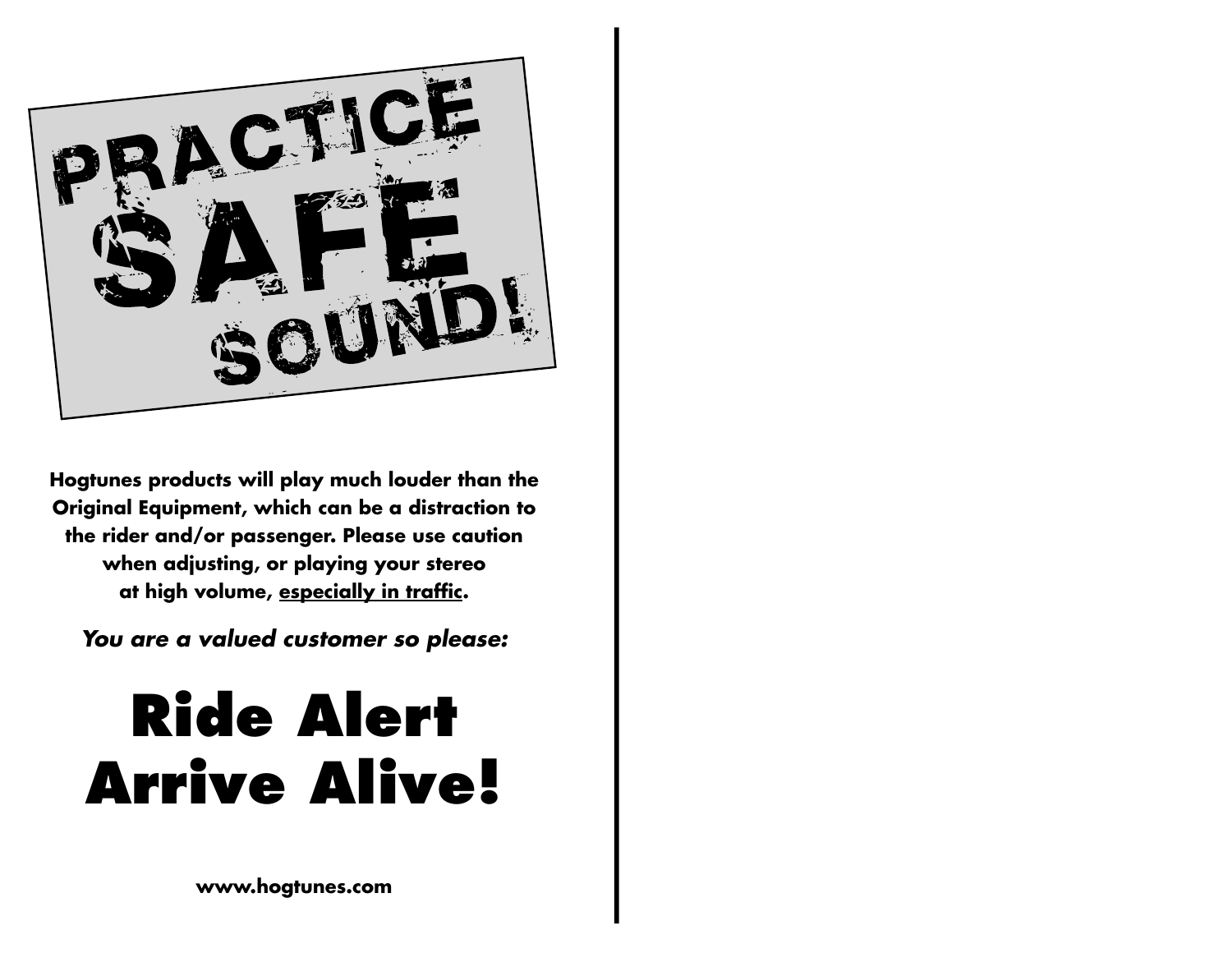# PRACTICE SAFE SOUND!

**Hogtunes products will play much louder than the Original Equipment, which can be a distraction to the rider and/or passenger. Please use caution when adjusting, or playing your stereo at high volume, especially in traffic.**

***You are a valued customer so please:***

# Ride Alert Arrive Alive!

**www.hogtunes.com**